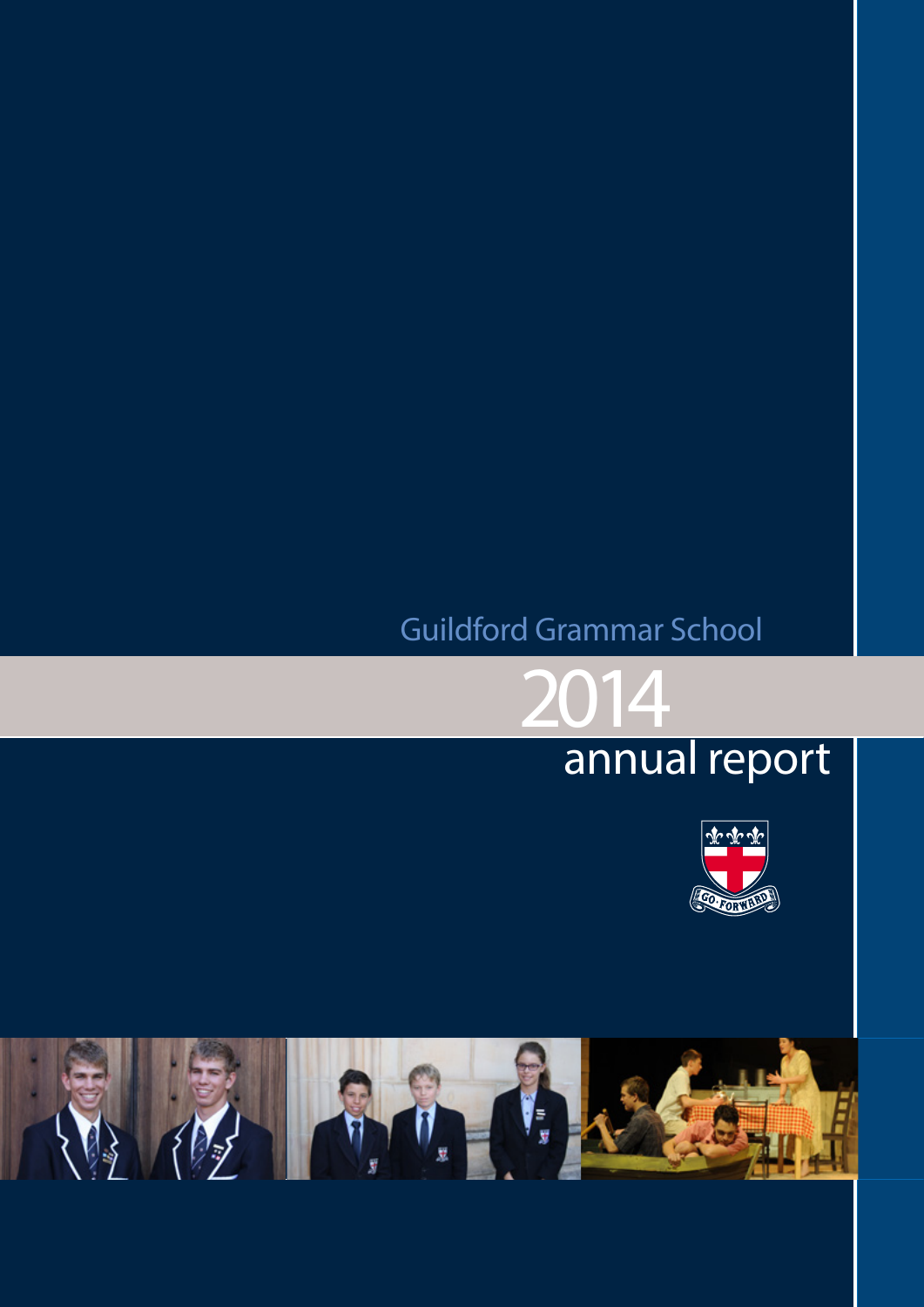Guildford Grammar School

# 2014

## annual report

GO FORWARD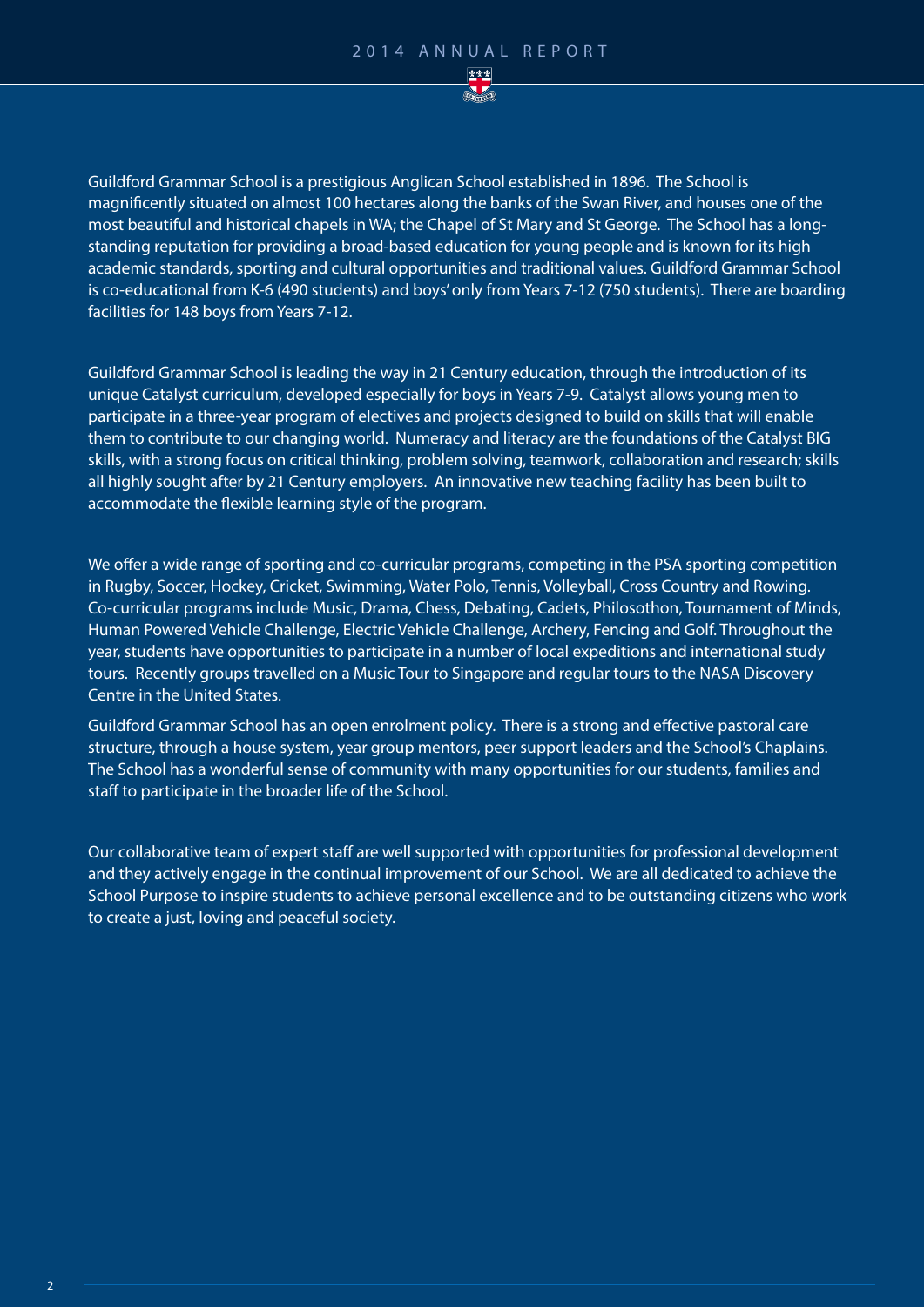Guildford Grammar School is a prestigious Anglican School established in 1896. The School is magnificently situated on almost 100 hectares along the banks of the Swan River, and houses one of the most beautiful and historical chapels in WA; the Chapel of St Mary and St George. The School has a long-standing reputation for providing a broad-based education for young people and is known for its high academic standards, sporting and cultural opportunities and traditional values. Guildford Grammar School is co-educational from K-6 (490 students) and boys' only from Years 7-12 (750 students). There are boarding facilities for 148 boys from Years 7-12.

Guildford Grammar School is leading the way in 21 Century education, through the introduction of its unique Catalyst curriculum, developed especially for boys in Years 7-9. Catalyst allows young men to participate in a three-year program of electives and projects designed to build on skills that will enable them to contribute to our changing world. Numeracy and literacy are the foundations of the Catalyst BIG skills, with a strong focus on critical thinking, problem solving, teamwork, collaboration and research; skills all highly sought after by 21 Century employers. An innovative new teaching facility has been built to accommodate the flexible learning style of the program.

We offer a wide range of sporting and co-curricular programs, competing in the PSA sporting competition in Rugby, Soccer, Hockey, Cricket, Swimming, Water Polo, Tennis, Volleyball, Cross Country and Rowing. Co-curricular programs include Music, Drama, Chess, Debating, Cadets, Philosothon, Tournament of Minds, Human Powered Vehicle Challenge, Electric Vehicle Challenge, Archery, Fencing and Golf. Throughout the year, students have opportunities to participate in a number of local expeditions and international study tours. Recently groups travelled on a Music Tour to Singapore and regular tours to the NASA Discovery Centre in the United States.

Guildford Grammar School has an open enrolment policy. There is a strong and effective pastoral care structure, through a house system, year group mentors, peer support leaders and the School's Chaplains. The School has a wonderful sense of community with many opportunities for our students, families and staff to participate in the broader life of the School.

Our collaborative team of expert staff are well supported with opportunities for professional development and they actively engage in the continual improvement of our School. We are all dedicated to achieve the School Purpose to inspire students to achieve personal excellence and to be outstanding citizens who work to create a just, loving and peaceful society.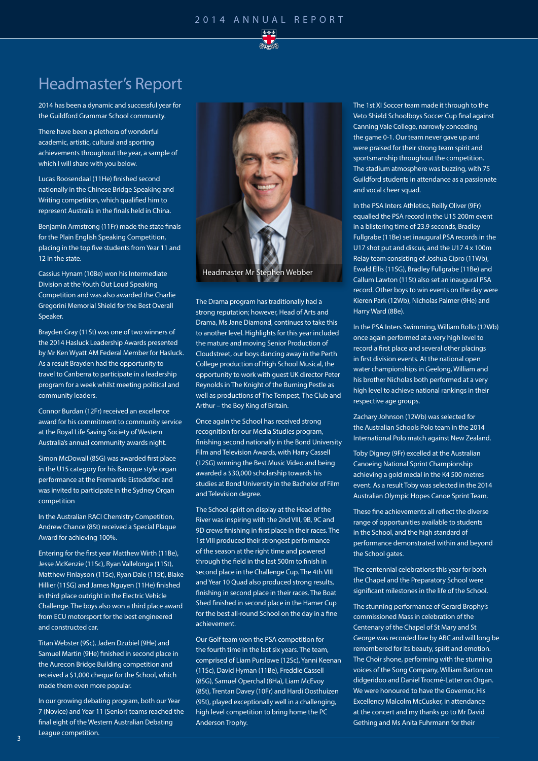# Headmaster's Report

2014 has been a dynamic and successful year for the Guildford Grammar School community.

There have been a plethora of wonderful academic, artistic, cultural and sporting achievements throughout the year, a sample of which I will share with you below.

Lucas Roosendaal (11He) finished second nationally in the Chinese Bridge Speaking and Writing competition, which qualified him to represent Australia in the finals held in China.

Benjamin Armstrong (11Fr) made the state finals for the Plain English Speaking Competition, placing in the top five students from Year 11 and 12 in the state.

Cassius Hynam (10Be) won his Intermediate Division at the Youth Out Loud Speaking Competition and was also awarded the Charlie Gregorini Memorial Shield for the Best Overall Speaker.

Brayden Gray (11St) was one of two winners of the 2014 Hasluck Leadership Awards presented by Mr Ken Wyatt AM Federal Member for Hasluck. As a result Brayden had the opportunity to travel to Canberra to participate in a leadership program for a week whilst meeting political and community leaders.

Connor Burdan (12Fr) received an excellence award for his commitment to community service at the Royal Life Saving Society of Western Australia's annual community awards night.

Simon McDowall (8SG) was awarded first place in the U15 category for his Baroque style organ performance at the Fremantle Eisteddfod and was invited to participate in the Sydney Organ competition

In the Australian RACI Chemistry Competition, Andrew Chance (8St) received a Special Plaque Award for achieving 100%.

Entering for the first year Matthew Wirth (11Be), Jesse McKenzie (11Sc), Ryan Vallelonga (11St), Matthew Finlayson (11Sc), Ryan Dale (11St), Blake Hillier (11SG) and James Nguyen (11He) finished in third place outright in the Electric Vehicle Challenge. The boys also won a third place award from ECU motorsport for the best engineered and constructed car.

Titan Webster (9Sc), Jaden Dzubiel (9He) and Samuel Martin (9He) finished in second place in the Aurecon Bridge Building competition and received a $1,000 cheque for the School, which made them even more popular.

In our growing debating program, both our Year 7 (Novice) and Year 11 (Senior) teams reached the final eight of the Western Australian Debating League competition.

Headmaster Mr Stephen Webber

The Drama program has traditionally had a strong reputation; however, Head of Arts and Drama, Ms Jane Diamond, continues to take this to another level. Highlights for this year included the mature and moving Senior Production of Cloudstreet, our boys dancing away in the Perth College production of High School Musical, the opportunity to work with guest UK director Peter Reynolds in The Knight of the Burning Pestle as well as productions of The Tempest, The Club and Arthur – the Boy King of Britain.

Once again the School has received strong recognition for our Media Studies program, finishing second nationally in the Bond University Film and Television Awards, with Harry Cassell (12SG) winning the Best Music Video and being awarded a $30,000 scholarship towards his studies at Bond University in the Bachelor of Film and Television degree.

The School spirit on display at the Head of the River was inspiring with the 2nd VIII, 9B, 9C and 9D crews finishing in first place in their races. The 1st VIII produced their strongest performance of the season at the right time and powered through the field in the last 500m to finish in second place in the Challenge Cup. The 4th VIII and Year 10 Quad also produced strong results, finishing in second place in their races. The Boat Shed finished in second place in the Hamer Cup for the best all-round School on the day in a fine achievement.

Our Golf team won the PSA competition for the fourth time in the last six years. The team, comprised of Liam Purslowe (12Sc), Yanni Keenan (11Sc), David Hyman (11Be), Freddie Cassell (8SG), Samuel Operchal (8Ha), Liam McEvoy (8St), Trentan Davey (10Fr) and Hardi Oosthuizen (9St), played exceptionally well in a challenging, high level competition to bring home the PC Anderson Trophy.

The 1st XI Soccer team made it through to the Veto Shield Schoolboys Soccer Cup final against Canning Vale College, narrowly conceding the game 0-1. Our team never gave up and were praised for their strong team spirit and sportsmanship throughout the competition. The stadium atmosphere was buzzing, with 75 Guildford students in attendance as a passionate and vocal cheer squad.

In the PSA Inters Athletics, Reilly Oliver (9Fr) equalled the PSA record in the U15 200m event in a blistering time of 23.9 seconds, Bradley Fullgrabe (11Be) set inaugural PSA records in the U17 shot put and discus, and the U17 4 x 100m Relay team consisting of Joshua Cipro (11Wb), Ewald Ellis (11SG), Bradley Fullgrabe (11Be) and Callum Lawton (11St) also set an inaugural PSA record. Other boys to win events on the day were Kieren Park (12Wb), Nicholas Palmer (9He) and Harry Ward (8Be).

In the PSA Inters Swimming, William Rollo (12Wb) once again performed at a very high level to record a first place and several other placings in first division events. At the national open water championships in Geelong, William and his brother Nicholas both performed at a very high level to achieve national rankings in their respective age groups.

Zachary Johnson (12Wb) was selected for the Australian Schools Polo team in the 2014 International Polo match against New Zealand.

Toby Digney (9Fr) excelled at the Australian Canoeing National Sprint Championship achieving a gold medal in the K4 500 metres event. As a result Toby was selected in the 2014 Australian Olympic Hopes Canoe Sprint Team.

These fine achievements all reflect the diverse range of opportunities available to students in the School, and the high standard of performance demonstrated within and beyond the School gates.

The centennial celebrations this year for both the Chapel and the Preparatory School were significant milestones in the life of the School.

The stunning performance of Gerard Brophy's commissioned Mass in celebration of the Centenary of the Chapel of St Mary and St George was recorded live by ABC and will long be remembered for its beauty, spirit and emotion. The Choir shone, performing with the stunning voices of the Song Company, William Barton on didgeridoo and Daniel Trocmé-Latter on Organ. We were honoured to have the Governor, His Excellency Malcolm McCusker, in attendance at the concert and my thanks go to Mr David Gething and Ms Anita Fuhrmann for their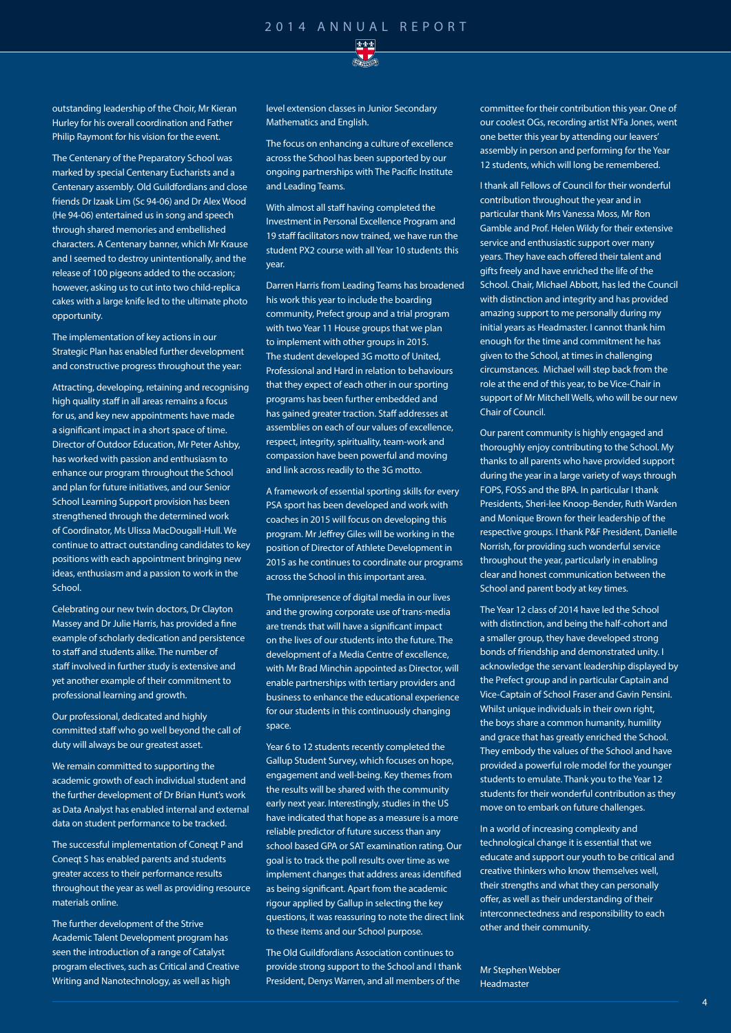outstanding leadership of the Choir, Mr Kieran Hurley for his overall coordination and Father Philip Raymont for his vision for the event.

The Centenary of the Preparatory School was marked by special Centenary Eucharists and a Centenary assembly. Old Guildfordians and close friends Dr Izaak Lim (Sc 94-06) and Dr Alex Wood (He 94-06) entertained us in song and speech through shared memories and embellished characters. A Centenary banner, which Mr Krause and I seemed to destroy unintentionally, and the release of 100 pigeons added to the occasion; however, asking us to cut into two child-replica cakes with a large knife led to the ultimate photo opportunity.

The implementation of key actions in our Strategic Plan has enabled further development and constructive progress throughout the year:

Attracting, developing, retaining and recognising high quality staff in all areas remains a focus for us, and key new appointments have made a significant impact in a short space of time. Director of Outdoor Education, Mr Peter Ashby, has worked with passion and enthusiasm to enhance our program throughout the School and plan for future initiatives, and our Senior School Learning Support provision has been strengthened through the determined work of Coordinator, Ms Ulissa MacDougall-Hull. We continue to attract outstanding candidates to key positions with each appointment bringing new ideas, enthusiasm and a passion to work in the School.

Celebrating our new twin doctors, Dr Clayton Massey and Dr Julie Harris, has provided a fine example of scholarly dedication and persistence to staff and students alike. The number of staff involved in further study is extensive and yet another example of their commitment to professional learning and growth.

Our professional, dedicated and highly committed staff who go well beyond the call of duty will always be our greatest asset.

We remain committed to supporting the academic growth of each individual student and the further development of Dr Brian Hunt's work as Data Analyst has enabled internal and external data on student performance to be tracked.

The successful implementation of Coneqt P and Coneqt S has enabled parents and students greater access to their performance results throughout the year as well as providing resource materials online.

The further development of the Strive Academic Talent Development program has seen the introduction of a range of Catalyst program electives, such as Critical and Creative Writing and Nanotechnology, as well as high level extension classes in Junior Secondary Mathematics and English.

The focus on enhancing a culture of excellence across the School has been supported by our ongoing partnerships with The Pacific Institute and Leading Teams.

With almost all staff having completed the Investment in Personal Excellence Program and 19 staff facilitators now trained, we have run the student PX2 course with all Year 10 students this year.

Darren Harris from Leading Teams has broadened his work this year to include the boarding community, Prefect group and a trial program with two Year 11 House groups that we plan to implement with other groups in 2015. The student developed 3G motto of United, Professional and Hard in relation to behaviours that they expect of each other in our sporting programs has been further embedded and has gained greater traction. Staff addresses at assemblies on each of our values of excellence, respect, integrity, spirituality, team-work and compassion have been powerful and moving and link across readily to the 3G motto.

A framework of essential sporting skills for every PSA sport has been developed and work with coaches in 2015 will focus on developing this program. Mr Jeffrey Giles will be working in the position of Director of Athlete Development in 2015 as he continues to coordinate our programs across the School in this important area.

The omnipresence of digital media in our lives and the growing corporate use of trans-media are trends that will have a significant impact on the lives of our students into the future. The development of a Media Centre of excellence, with Mr Brad Minchin appointed as Director, will enable partnerships with tertiary providers and business to enhance the educational experience for our students in this continuously changing space.

Year 6 to 12 students recently completed the Gallup Student Survey, which focuses on hope, engagement and well-being. Key themes from the results will be shared with the community early next year. Interestingly, studies in the US have indicated that hope as a measure is a more reliable predictor of future success than any school based GPA or SAT examination rating. Our goal is to track the poll results over time as we implement changes that address areas identified as being significant. Apart from the academic rigour applied by Gallup in selecting the key questions, it was reassuring to note the direct link to these items and our School purpose.

The Old Guildfordians Association continues to provide strong support to the School and I thank President, Denys Warren, and all members of the committee for their contribution this year. One of our coolest OGs, recording artist N'Fa Jones, went one better this year by attending our leavers' assembly in person and performing for the Year 12 students, which will long be remembered.

I thank all Fellows of Council for their wonderful contribution throughout the year and in particular thank Mrs Vanessa Moss, Mr Ron Gamble and Prof. Helen Wildy for their extensive service and enthusiastic support over many years. They have each offered their talent and gifts freely and have enriched the life of the School. Chair, Michael Abbott, has led the Council with distinction and integrity and has provided amazing support to me personally during my initial years as Headmaster. I cannot thank him enough for the time and commitment he has given to the School, at times in challenging circumstances. Michael will step back from the role at the end of this year, to be Vice-Chair in support of Mr Mitchell Wells, who will be our new Chair of Council.

Our parent community is highly engaged and thoroughly enjoy contributing to the School. My thanks to all parents who have provided support during the year in a large variety of ways through FOPS, FOSS and the BPA. In particular I thank Presidents, Sheri-lee Knoop-Bender, Ruth Warden and Monique Brown for their leadership of the respective groups. I thank P&F President, Danielle Norrish, for providing such wonderful service throughout the year, particularly in enabling clear and honest communication between the School and parent body at key times.

The Year 12 class of 2014 have led the School with distinction, and being the half-cohort and a smaller group, they have developed strong bonds of friendship and demonstrated unity. I acknowledge the servant leadership displayed by the Prefect group and in particular Captain and Vice-Captain of School Fraser and Gavin Pensini. Whilst unique individuals in their own right, the boys share a common humanity, humility and grace that has greatly enriched the School. They embody the values of the School and have provided a powerful role model for the younger students to emulate. Thank you to the Year 12 students for their wonderful contribution as they move on to embark on future challenges.

In a world of increasing complexity and technological change it is essential that we educate and support our youth to be critical and creative thinkers who know themselves well, their strengths and what they can personally offer, as well as their understanding of their interconnectedness and responsibility to each other and their community.

Mr Stephen Webber
Headmaster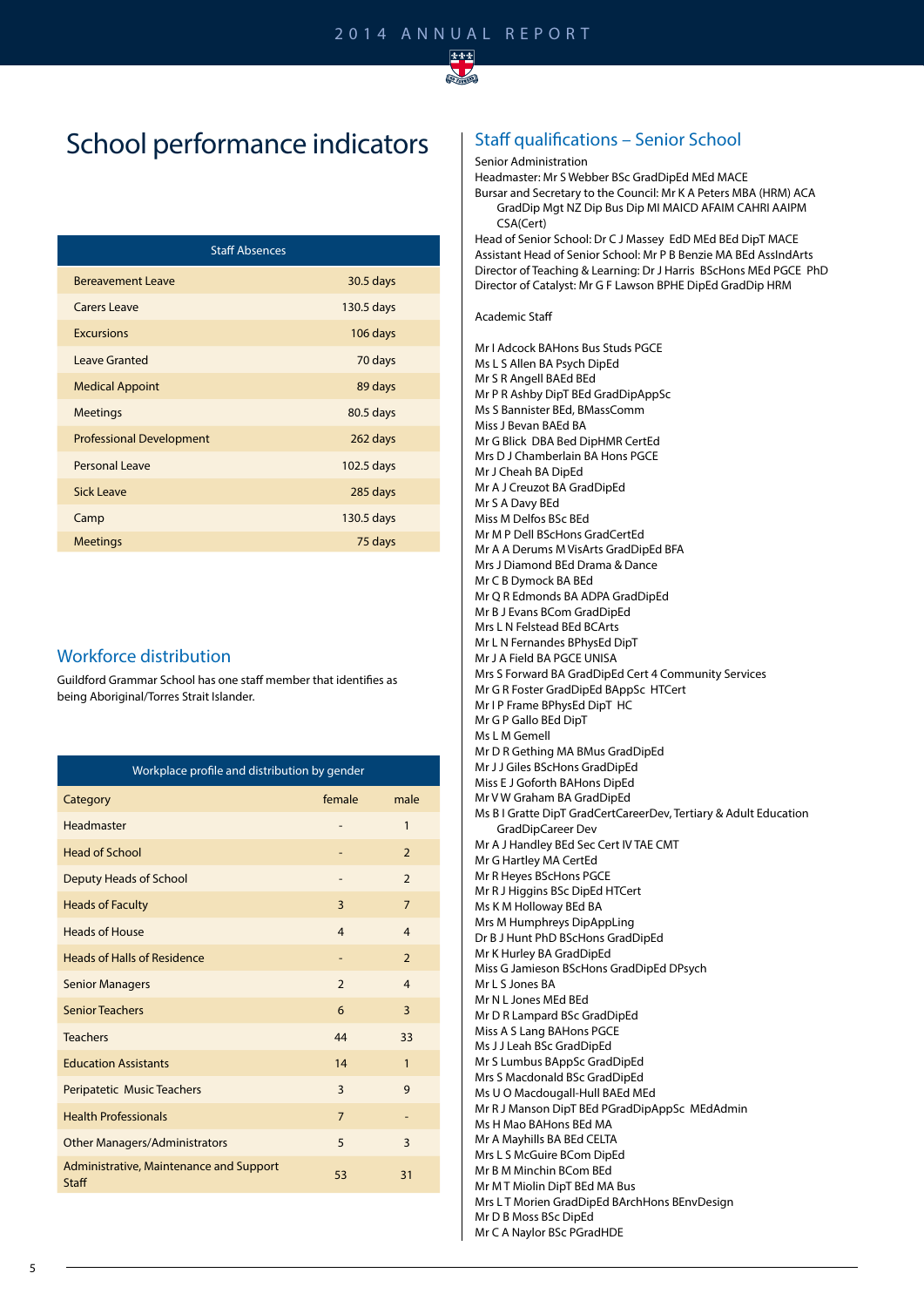# School performance indicators

| Staff Absences | |
|---|---|
| Bereavement Leave | 30.5 days |
| Carers Leave | 130.5 days |
| Excursions | 106 days |
| Leave Granted | 70 days |
| Medical Appoint | 89 days |
| Meetings | 80.5 days |
| Professional Development | 262 days |
| Personal Leave | 102.5 days |
| Sick Leave | 285 days |
| Camp | 130.5 days |
| Meetings | 75 days |

## Workforce distribution

Guildford Grammar School has one staff member that identifies as being Aboriginal/Torres Strait Islander.

| Workplace profile and distribution by gender | | |
|---|---|---|
| Category | female | male |
| Headmaster | - | 1 |
| Head of School | - | 2 |
| Deputy Heads of School | - | 2 |
| Heads of Faculty | 3 | 7 |
| Heads of House | 4 | 4 |
| Heads of Halls of Residence | - | 2 |
| Senior Managers | 2 | 4 |
| Senior Teachers | 6 | 3 |
| Teachers | 44 | 33 |
| Education Assistants | 14 | 1 |
| Peripatetic Music Teachers | 3 | 9 |
| Health Professionals | 7 | - |
| Other Managers/Administrators | 5 | 3 |
| Administrative, Maintenance and Support Staff | 53 | 31 |

## Staff qualifications – Senior School

Senior Administration
Headmaster: Mr S Webber BSc GradDipEd MEd MACE
Bursar and Secretary to the Council: Mr K A Peters MBA (HRM) ACA GradDip Mgt NZ Dip Bus Dip MI MAICD AFAIM CAHRI AAIPM CSA(Cert)
Head of Senior School: Dr C J Massey EdD MEd BEd DipT MACE
Assistant Head of Senior School: Mr P B Benzie MA BEd AssIndArts
Director of Teaching & Learning: Dr J Harris BScHons MEd PGCE PhD
Director of Catalyst: Mr G F Lawson BPHE DipEd GradDip HRM

Academic Staff

Mr I Adcock BAHons Bus Studs PGCE
Ms L S Allen BA Psych DipEd
Mr S R Angell BAEd BEd
Mr P R Ashby DipT BEd GradDipAppSc
Ms S Bannister BEd, BMassComm
Miss J Bevan BAEd BA
Mr G Blick DBA Bed DipHMR CertEd
Mrs D J Chamberlain BA Hons PGCE
Mr J Cheah BA DipEd
Mr A J Creuzot BA GradDipEd
Mr S A Davy BEd
Miss M Delfos BSc BEd
Mr M P Dell BScHons GradCertEd
Mr A A Derums M VisArts GradDipEd BFA
Mrs J Diamond BEd Drama & Dance
Mr C B Dymock BA BEd
Mr Q R Edmonds BA ADPA GradDipEd
Mr B J Evans BCom GradDipEd
Mrs L N Felstead BEd BCArts
Mr L N Fernandes BPhysEd DipT
Mr J A Field BA PGCE UNISA
Mrs S Forward BA GradDipEd Cert 4 Community Services
Mr G R Foster GradDipEd BAppSc HTCert
Mr I P Frame BPhysEd DipT HC
Mr G P Gallo BEd DipT
Ms L M Gemell
Mr D R Gething MA BMus GradDipEd
Mr J J Giles BScHons GradDipEd
Miss E J Goforth BAHons DipEd
Mr V W Graham BA GradDipEd
Ms B I Gratte DipT GradCertCareerDev, Tertiary & Adult Education GradDipCareer Dev
Mr A J Handley BEd Sec Cert IV TAE CMT
Mr G Hartley MA CertEd
Mr R Heyes BScHons PGCE
Mr R J Higgins BSc DipEd HTCert
Ms K M Holloway BEd BA
Mrs M Humphreys DipAppLing
Dr B J Hunt PhD BScHons GradDipEd
Mr K Hurley BA GradDipEd
Miss G Jamieson BScHons GradDipEd DPsych
Mr L S Jones BA
Mr N L Jones MEd BEd
Mr D R Lampard BSc GradDipEd
Miss A S Lang BAHons PGCE
Ms J J Leah BSc GradDipEd
Mr S Lumbus BAppSc GradDipEd
Mrs S Macdonald BSc GradDipEd
Ms U O Macdougall-Hull BAEd MEd
Mr R J Manson DipT BEd PGradDipAppSc MEdAdmin
Ms H Mao BAHons BEd MA
Mr A Mayhills BA BEd CELTA
Mrs L S McGuire BCom DipEd
Mr B M Minchin BCom BEd
Mr M T Miolin DipT BEd MA Bus
Mrs L T Morien GradDipEd BArchHons BEnvDesign
Mr D B Moss BSc DipEd
Mr C A Naylor BSc PGradHDE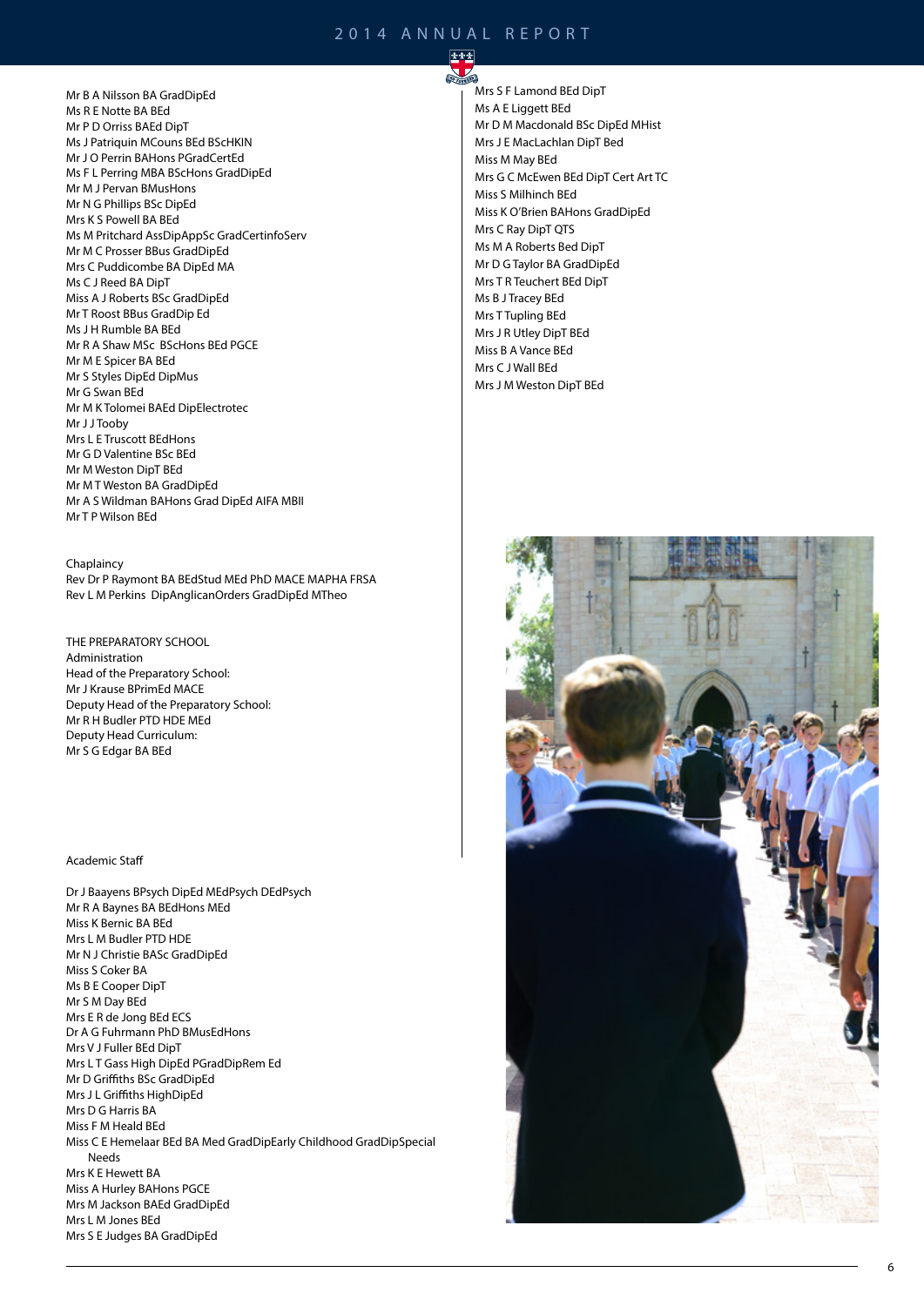Mr B A Nilsson BA GradDipEd
Ms R E Notte BA BEd
Mr P D Orriss BAEd DipT
Ms J Patriquin MCouns BEd BScHKIN
Mr J O Perrin BAHons PGradCertEd
Ms F L Perring MBA BScHons GradDipEd
Mr M J Pervan BMusHons
Mr N G Phillips BSc DipEd
Mrs K S Powell BA BEd
Ms M Pritchard AssDipAppSc GradCertinfoServ
Mr M C Prosser BBus GradDipEd
Mrs C Puddicombe BA DipEd MA
Ms C J Reed BA DipT
Miss A J Roberts BSc GradDipEd
Mr T Roost BBus GradDip Ed
Ms J H Rumble BA BEd
Mr R A Shaw MSc BScHons BEd PGCE
Mr M E Spicer BA BEd
Mr S Styles DipEd DipMus
Mr G Swan BEd
Mr M K Tolomei BAEd DipElectrotec
Mr J J Tooby
Mrs L E Truscott BEdHons
Mr G D Valentine BSc BEd
Mr M Weston DipT BEd
Mr M T Weston BA GradDipEd
Mr A S Wildman BAHons Grad DipEd AIFA MBII
Mr T P Wilson BEd

Chaplaincy
Rev Dr P Raymont BA BEdStud MEd PhD MACE MAPHA FRSA
Rev L M Perkins DipAnglicanOrders GradDipEd MTheo

THE PREPARATORY SCHOOL
Administration
Head of the Preparatory School:
Mr J Krause BPrimEd MACE
Deputy Head of the Preparatory School:
Mr R H Budler PTD HDE MEd
Deputy Head Curriculum:
Mr S G Edgar BA BEd

Academic Staff

Dr J Baayens BPsych DipEd MEdPsych DEdPsych
Mr R A Baynes BA BEdHons MEd
Miss K Bernic BA BEd
Mrs L M Budler PTD HDE
Mr N J Christie BASc GradDipEd
Miss S Coker BA
Ms B E Cooper DipT
Mr S M Day BEd
Mrs E R de Jong BEd ECS
Dr A G Fuhrmann PhD BMusEdHons
Mrs V J Fuller BEd DipT
Mrs L T Gass High DipEd PGradDipRem Ed
Mr D Griffiths BSc GradDipEd
Mrs J L Griffiths HighDipEd
Mrs D G Harris BA
Miss F M Heald BEd
Miss C E Hemelaar BEd BA Med GradDipEarly Childhood GradDipSpecial Needs
Mrs K E Hewett BA
Miss A Hurley BAHons PGCE
Mrs M Jackson BAEd GradDipEd
Mrs L M Jones BEd
Mrs S E Judges BA GradDipEd
Mrs S F Lamond BEd DipT
Ms A E Liggett BEd
Mr D M Macdonald BSc DipEd MHist
Mrs J E MacLachlan DipT Bed
Miss M May BEd
Mrs G C McEwen BEd DipT Cert Art TC
Miss S Milhinch BEd
Miss K O'Brien BAHons GradDipEd
Mrs C Ray DipT QTS
Ms M A Roberts Bed DipT
Mr D G Taylor BA GradDipEd
Mrs T R Teuchert BEd DipT
Ms B J Tracey BEd
Mrs T Tupling BEd
Mrs J R Utley DipT BEd
Miss B A Vance BEd
Mrs C J Wall BEd
Mrs J M Weston DipT BEd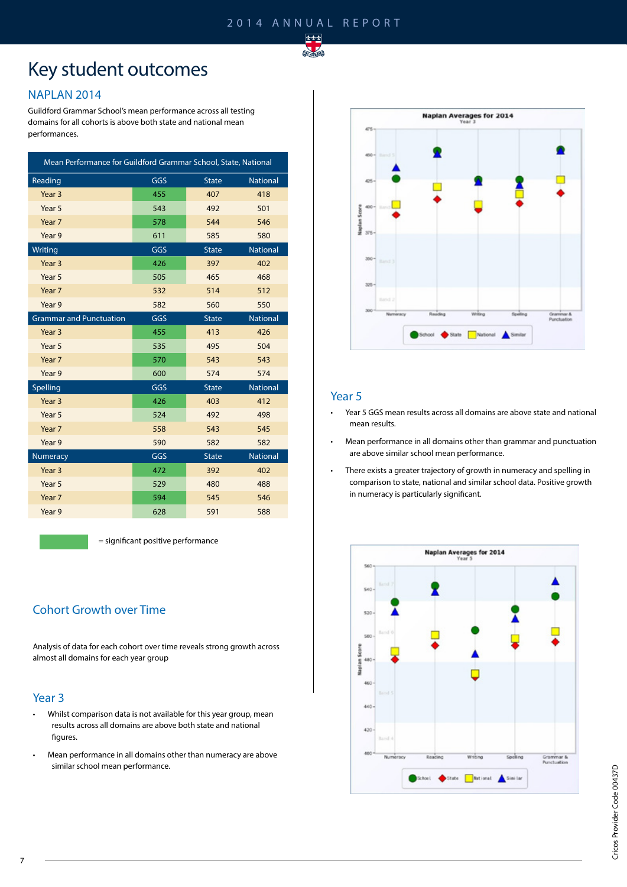# Key student outcomes

## NAPLAN 2014

Guildford Grammar School's mean performance across all testing domains for all cohorts is above both state and national mean performances.

| Mean Performance for Guildford Grammar School, State, National | | | |
|---|---|---|---|
| **Reading** | **GGS** | **State** | **National** |
| Year 3 | 455 | 407 | 418 |
| Year 5 | 543 | 492 | 501 |
| Year 7 | 578 | 544 | 546 |
| Year 9 | 611 | 585 | 580 |
| **Writing** | **GGS** | **State** | **National** |
| Year 3 | 426 | 397 | 402 |
| Year 5 | 505 | 465 | 468 |
| Year 7 | 532 | 514 | 512 |
| Year 9 | 582 | 560 | 550 |
| **Grammar and Punctuation** | **GGS** | **State** | **National** |
| Year 3 | 455 | 413 | 426 |
| Year 5 | 535 | 495 | 504 |
| Year 7 | 570 | 543 | 543 |
| Year 9 | 600 | 574 | 574 |
| **Spelling** | **GGS** | **State** | **National** |
| Year 3 | 426 | 403 | 412 |
| Year 5 | 524 | 492 | 498 |
| Year 7 | 558 | 543 | 545 |
| Year 9 | 590 | 582 | 582 |
| **Numeracy** | **GGS** | **State** | **National** |
| Year 3 | 472 | 392 | 402 |
| Year 5 | 529 | 480 | 488 |
| Year 7 | 594 | 545 | 546 |
| Year 9 | 628 | 591 | 588 |

= significant positive performance

## Cohort Growth over Time

Analysis of data for each cohort over time reveals strong growth across almost all domains for each year group

## Year 3

- Whilst comparison data is not available for this year group, mean results across all domains are above both state and national figures.
- Mean performance in all domains other than numeracy are above similar school mean performance.

**Naplan Averages for 2014**
Year 3

## Year 5

- Year 5 GGS mean results across all domains are above state and national mean results.
- Mean performance in all domains other than grammar and punctuation are above similar school mean performance.
- There exists a greater trajectory of growth in numeracy and spelling in comparison to state, national and similar school data. Positive growth in numeracy is particularly significant.

**Naplan Averages for 2014**
Year 5

Cricos Provider Code 00437D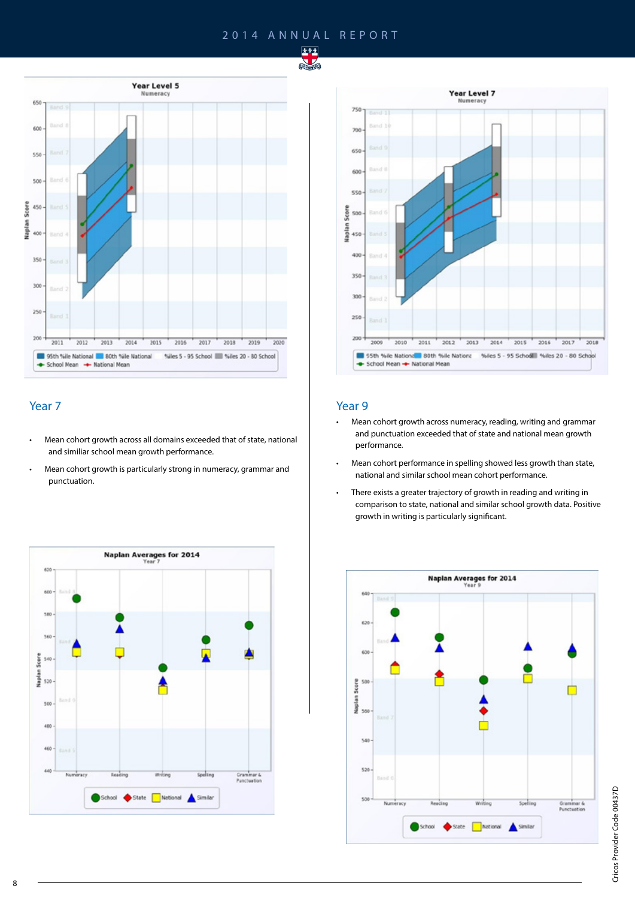## Year 7

- Mean cohort growth across all domains exceeded that of state, national and similiar school mean growth performance.
- Mean cohort growth is particularly strong in numeracy, grammar and punctuation.

## Year 9

- Mean cohort growth across numeracy, reading, writing and grammar and punctuation exceeded that of state and national mean growth performance.
- Mean cohort performance in spelling showed less growth than state, national and similar school mean cohort performance.
- There exists a greater trajectory of growth in reading and writing in comparison to state, national and similar school growth data. Positive growth in writing is particularly significant.

Cricos Provider Code 00437D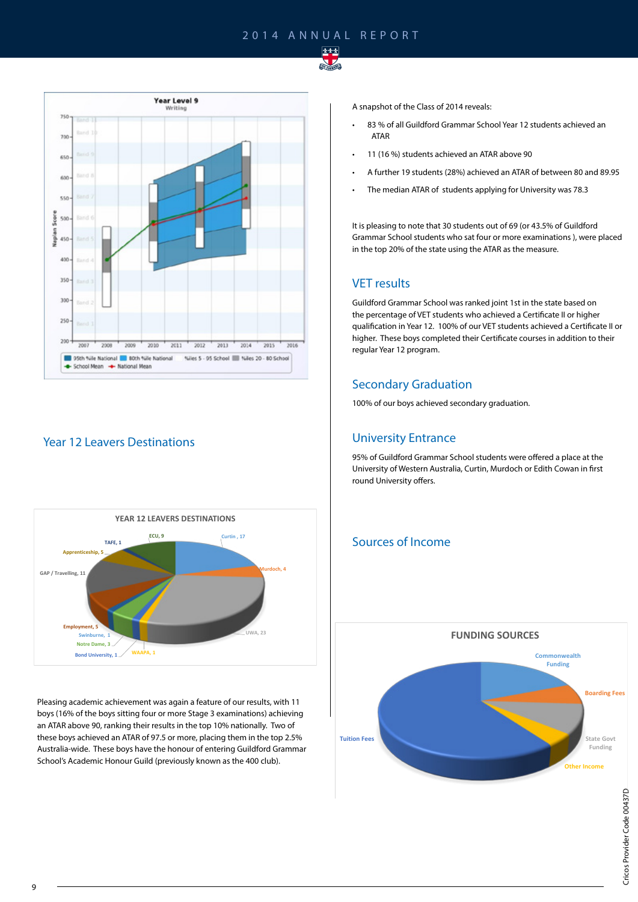## Year 12 Leavers Destinations

Pleasing academic achievement was again a feature of our results, with 11 boys (16% of the boys sitting four or more Stage 3 examinations) achieving an ATAR above 90, ranking their results in the top 10% nationally. Two of these boys achieved an ATAR of 97.5 or more, placing them in the top 2.5% Australia-wide. These boys have the honour of entering Guildford Grammar School's Academic Honour Guild (previously known as the 400 club).

A snapshot of the Class of 2014 reveals:

- 83 % of all Guildford Grammar School Year 12 students achieved an ATAR
- 11 (16 %) students achieved an ATAR above 90
- A further 19 students (28%) achieved an ATAR of between 80 and 89.95
- The median ATAR of students applying for University was 78.3

It is pleasing to note that 30 students out of 69 (or 43.5% of Guildford Grammar School students who sat four or more examinations ), were placed in the top 20% of the state using the ATAR as the measure.

## VET results

Guildford Grammar School was ranked joint 1st in the state based on the percentage of VET students who achieved a Certificate II or higher qualification in Year 12. 100% of our VET students achieved a Certificate II or higher. These boys completed their Certificate courses in addition to their regular Year 12 program.

## Secondary Graduation

100% of our boys achieved secondary graduation.

## University Entrance

95% of Guildford Grammar School students were offered a place at the University of Western Australia, Curtin, Murdoch or Edith Cowan in first round University offers.

## Sources of Income

Cricos Provider Code 00437D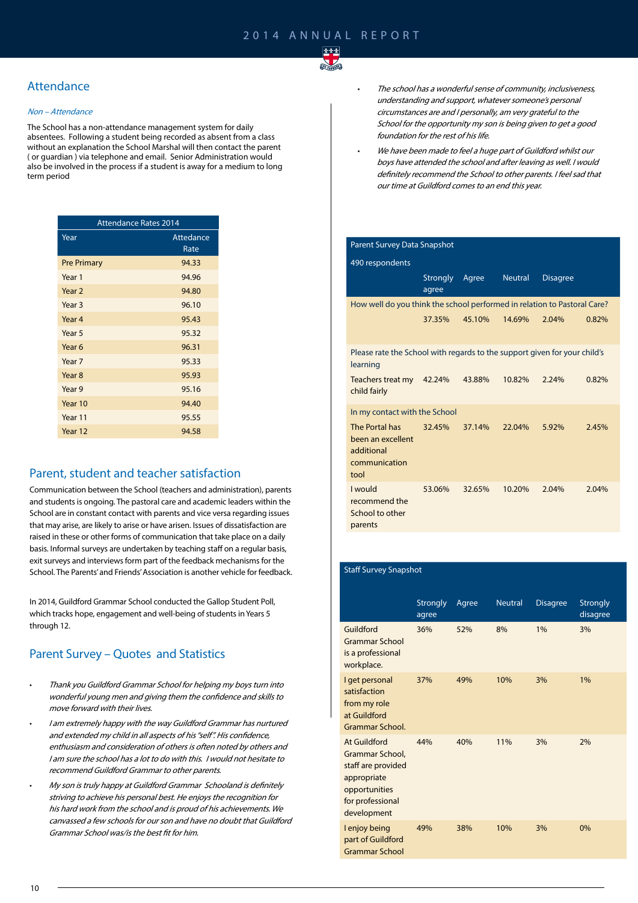## Attendance

*Non – Attendance*

The School has a non-attendance management system for daily absentees. Following a student being recorded as absent from a class without an explanation the School Marshal will then contact the parent ( or guardian ) via telephone and email. Senior Administration would also be involved in the process if a student is away for a medium to long term period

| Attendance Rates 2014 | |
|---|---|
| Year | Attedance Rate |
| Pre Primary | 94.33 |
| Year 1 | 94.96 |
| Year 2 | 94.80 |
| Year 3 | 96.10 |
| Year 4 | 95.43 |
| Year 5 | 95.32 |
| Year 6 | 96.31 |
| Year 7 | 95.33 |
| Year 8 | 95.93 |
| Year 9 | 95.16 |
| Year 10 | 94.40 |
| Year 11 | 95.55 |
| Year 12 | 94.58 |

## Parent, student and teacher satisfaction

Communication between the School (teachers and administration), parents and students is ongoing. The pastoral care and academic leaders within the School are in constant contact with parents and vice versa regarding issues that may arise, are likely to arise or have arisen. Issues of dissatisfaction are raised in these or other forms of communication that take place on a daily basis. Informal surveys are undertaken by teaching staff on a regular basis, exit surveys and interviews form part of the feedback mechanisms for the School. The Parents' and Friends' Association is another vehicle for feedback.

In 2014, Guildford Grammar School conducted the Gallop Student Poll, which tracks hope, engagement and well-being of students in Years 5 through 12.

## Parent Survey – Quotes and Statistics

- *Thank you Guildford Grammar School for helping my boys turn into wonderful young men and giving them the confidence and skills to move forward with their lives.*
- *I am extremely happy with the way Guildford Grammar has nurtured and extended my child in all aspects of his "self". His confidence, enthusiasm and consideration of others is often noted by others and I am sure the school has a lot to do with this. I would not hesitate to recommend Guildford Grammar to other parents.*
- *My son is truly happy at Guildford Grammar Schooland is definitely striving to achieve his personal best. He enjoys the recognition for his hard work from the school and is proud of his achievements. We canvassed a few schools for our son and have no doubt that Guildford Grammar School was/is the best fit for him.*
- *The school has a wonderful sense of community, inclusiveness, understanding and support, whatever someone's personal circumstances are and I personally, am very grateful to the School for the opportunity my son is being given to get a good foundation for the rest of his life.*
- *We have been made to feel a huge part of Guildford whilst our boys have attended the school and after leaving as well. I would definitely recommend the School to other parents. I feel sad that our time at Guildford comes to an end this year.*

Parent Survey Data Snapshot

490 respondents

| | Strongly agree | Agree | Neutral | Disagree | |
|---|---|---|---|---|---|
| **How well do you think the school performed in relation to Pastoral Care?** | | | | | |
| | 37.35% | 45.10% | 14.69% | 2.04% | 0.82% |
| **Please rate the School with regards to the support given for your child's learning** | | | | | |
| Teachers treat my child fairly | 42.24% | 43.88% | 10.82% | 2.24% | 0.82% |
| **In my contact with the School** | | | | | |
| The Portal has been an excellent additional communication tool | 32.45% | 37.14% | 22.04% | 5.92% | 2.45% |
| I would recommend the School to other parents | 53.06% | 32.65% | 10.20% | 2.04% | 2.04% |

Staff Survey Snapshot

| | Strongly agree | Agree | Neutral | Disagree | Strongly disagree |
|---|---|---|---|---|---|
| Guildford Grammar School is a professional workplace. | 36% | 52% | 8% | 1% | 3% |
| I get personal satisfaction from my role at Guildford Grammar School. | 37% | 49% | 10% | 3% | 1% |
| At Guildford Grammar School, staff are provided appropriate opportunities for professional development | 44% | 40% | 11% | 3% | 2% |
| I enjoy being part of Guildford Grammar School | 49% | 38% | 10% | 3% | 0% |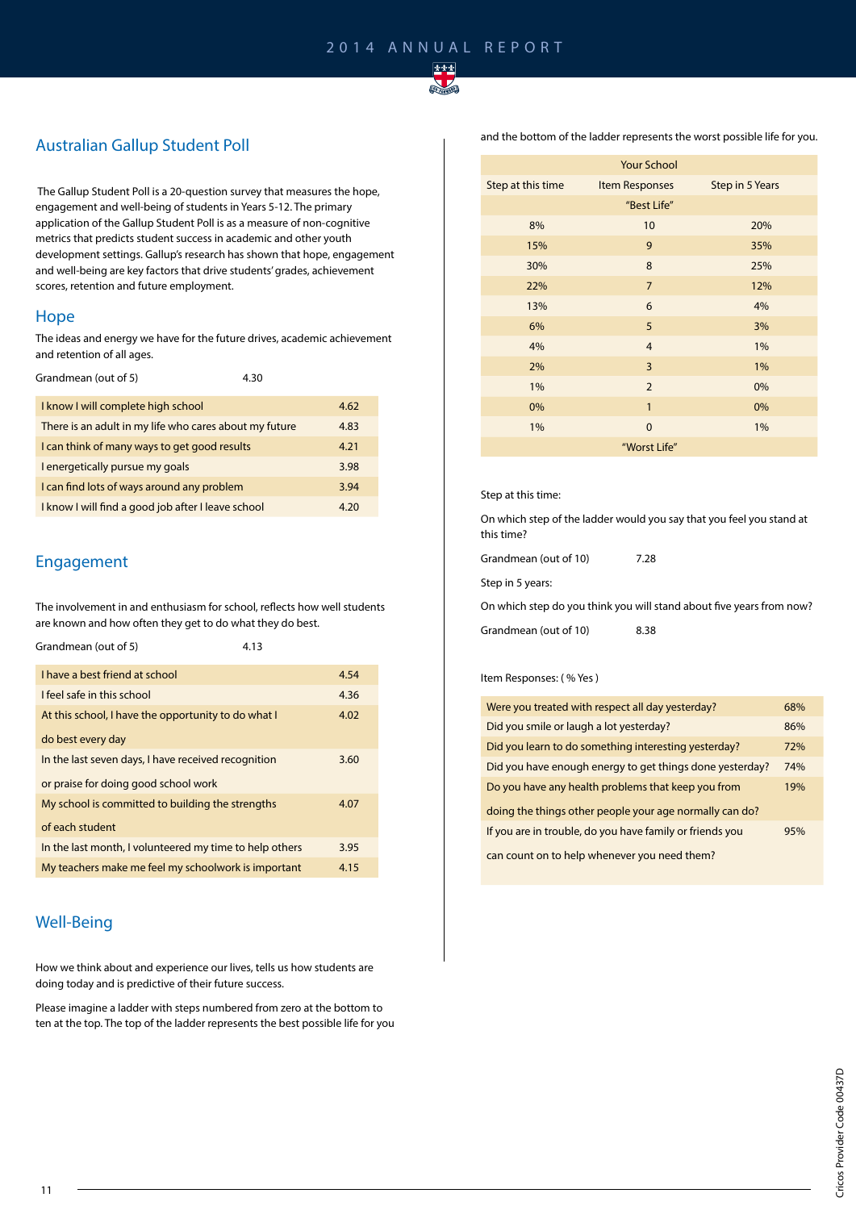## Australian Gallup Student Poll

The Gallup Student Poll is a 20-question survey that measures the hope, engagement and well-being of students in Years 5-12. The primary application of the Gallup Student Poll is as a measure of non-cognitive metrics that predicts student success in academic and other youth development settings. Gallup's research has shown that hope, engagement and well-being are key factors that drive students' grades, achievement scores, retention and future employment.

## Hope

The ideas and energy we have for the future drives, academic achievement and retention of all ages.

Grandmean (out of 5) 4.30

| | |
|---|---|
| I know I will complete high school | 4.62 |
| There is an adult in my life who cares about my future | 4.83 |
| I can think of many ways to get good results | 4.21 |
| I energetically pursue my goals | 3.98 |
| I can find lots of ways around any problem | 3.94 |
| I know I will find a good job after I leave school | 4.20 |

## Engagement

The involvement in and enthusiasm for school, reflects how well students are known and how often they get to do what they do best.

Grandmean (out of 5) 4.13

| | |
|---|---|
| I have a best friend at school | 4.54 |
| I feel safe in this school | 4.36 |
| At this school, I have the opportunity to do what I do best every day | 4.02 |
| In the last seven days, I have received recognition or praise for doing good school work | 3.60 |
| My school is committed to building the strengths of each student | 4.07 |
| In the last month, I volunteered my time to help others | 3.95 |
| My teachers make me feel my schoolwork is important | 4.15 |

## Well-Being

How we think about and experience our lives, tells us how students are doing today and is predictive of their future success.

Please imagine a ladder with steps numbered from zero at the bottom to ten at the top. The top of the ladder represents the best possible life for you and the bottom of the ladder represents the worst possible life for you.

| Your School | | |
|---|---|---|
| Step at this time | Item Responses | Step in 5 Years |
| | "Best Life" | |
| 8% | 10 | 20% |
| 15% | 9 | 35% |
| 30% | 8 | 25% |
| 22% | 7 | 12% |
| 13% | 6 | 4% |
| 6% | 5 | 3% |
| 4% | 4 | 1% |
| 2% | 3 | 1% |
| 1% | 2 | 0% |
| 0% | 1 | 0% |
| 1% | 0 | 1% |
| | "Worst Life" | |

Step at this time:

On which step of the ladder would you say that you feel you stand at this time?

Grandmean (out of 10) 7.28

Step in 5 years:

On which step do you think you will stand about five years from now?

Grandmean (out of 10) 8.38

Item Responses: ( % Yes )

| | |
|---|---|
| Were you treated with respect all day yesterday? | 68% |
| Did you smile or laugh a lot yesterday? | 86% |
| Did you learn to do something interesting yesterday? | 72% |
| Did you have enough energy to get things done yesterday? | 74% |
| Do you have any health problems that keep you from doing the things other people your age normally can do? | 19% |
| If you are in trouble, do you have family or friends you can count on to help whenever you need them? | 95% |